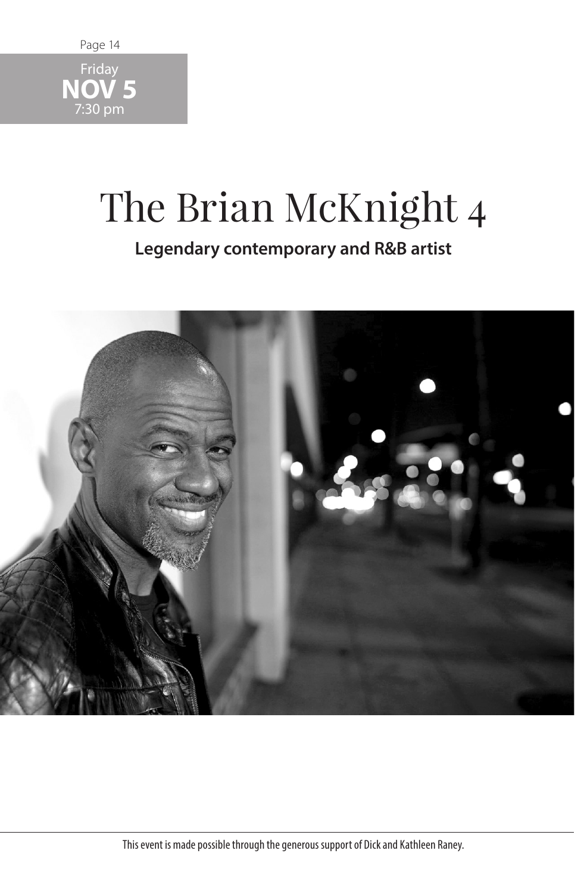Friday
**NOV 5**
7:30 pm

# The Brian McKnight 4

**Legendary contemporary and R&B artist**

This event is made possible through the generous support of Dick and Kathleen Raney.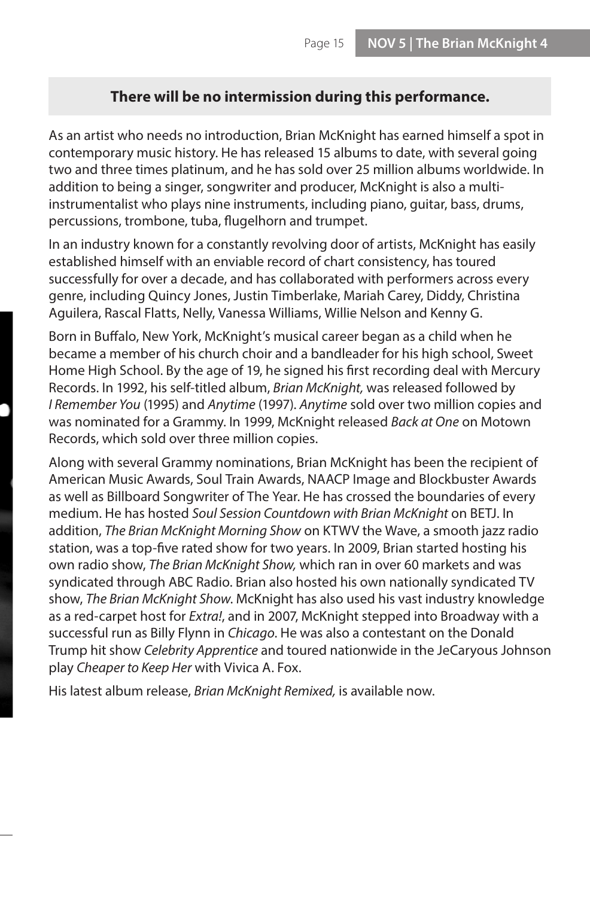**There will be no intermission during this performance.**

As an artist who needs no introduction, Brian McKnight has earned himself a spot in contemporary music history. He has released 15 albums to date, with several going two and three times platinum, and he has sold over 25 million albums worldwide. In addition to being a singer, songwriter and producer, McKnight is also a multi-instrumentalist who plays nine instruments, including piano, guitar, bass, drums, percussions, trombone, tuba, flugelhorn and trumpet.

In an industry known for a constantly revolving door of artists, McKnight has easily established himself with an enviable record of chart consistency, has toured successfully for over a decade, and has collaborated with performers across every genre, including Quincy Jones, Justin Timberlake, Mariah Carey, Diddy, Christina Aguilera, Rascal Flatts, Nelly, Vanessa Williams, Willie Nelson and Kenny G.

Born in Buffalo, New York, McKnight's musical career began as a child when he became a member of his church choir and a bandleader for his high school, Sweet Home High School. By the age of 19, he signed his first recording deal with Mercury Records. In 1992, his self-titled album, *Brian McKnight,* was released followed by *I Remember You* (1995) and *Anytime* (1997). *Anytime* sold over two million copies and was nominated for a Grammy. In 1999, McKnight released *Back at One* on Motown Records, which sold over three million copies.

Along with several Grammy nominations, Brian McKnight has been the recipient of American Music Awards, Soul Train Awards, NAACP Image and Blockbuster Awards as well as Billboard Songwriter of The Year. He has crossed the boundaries of every medium. He has hosted *Soul Session Countdown with Brian McKnight* on BETJ. In addition, *The Brian McKnight Morning Show* on KTWV the Wave, a smooth jazz radio station, was a top-five rated show for two years. In 2009, Brian started hosting his own radio show, *The Brian McKnight Show,* which ran in over 60 markets and was syndicated through ABC Radio. Brian also hosted his own nationally syndicated TV show, *The Brian McKnight Show.* McKnight has also used his vast industry knowledge as a red-carpet host for *Extra!*, and in 2007, McKnight stepped into Broadway with a successful run as Billy Flynn in *Chicago.* He was also a contestant on the Donald Trump hit show *Celebrity Apprentice* and toured nationwide in the JeCaryous Johnson play *Cheaper to Keep Her* with Vivica A. Fox.

His latest album release, *Brian McKnight Remixed,* is available now.